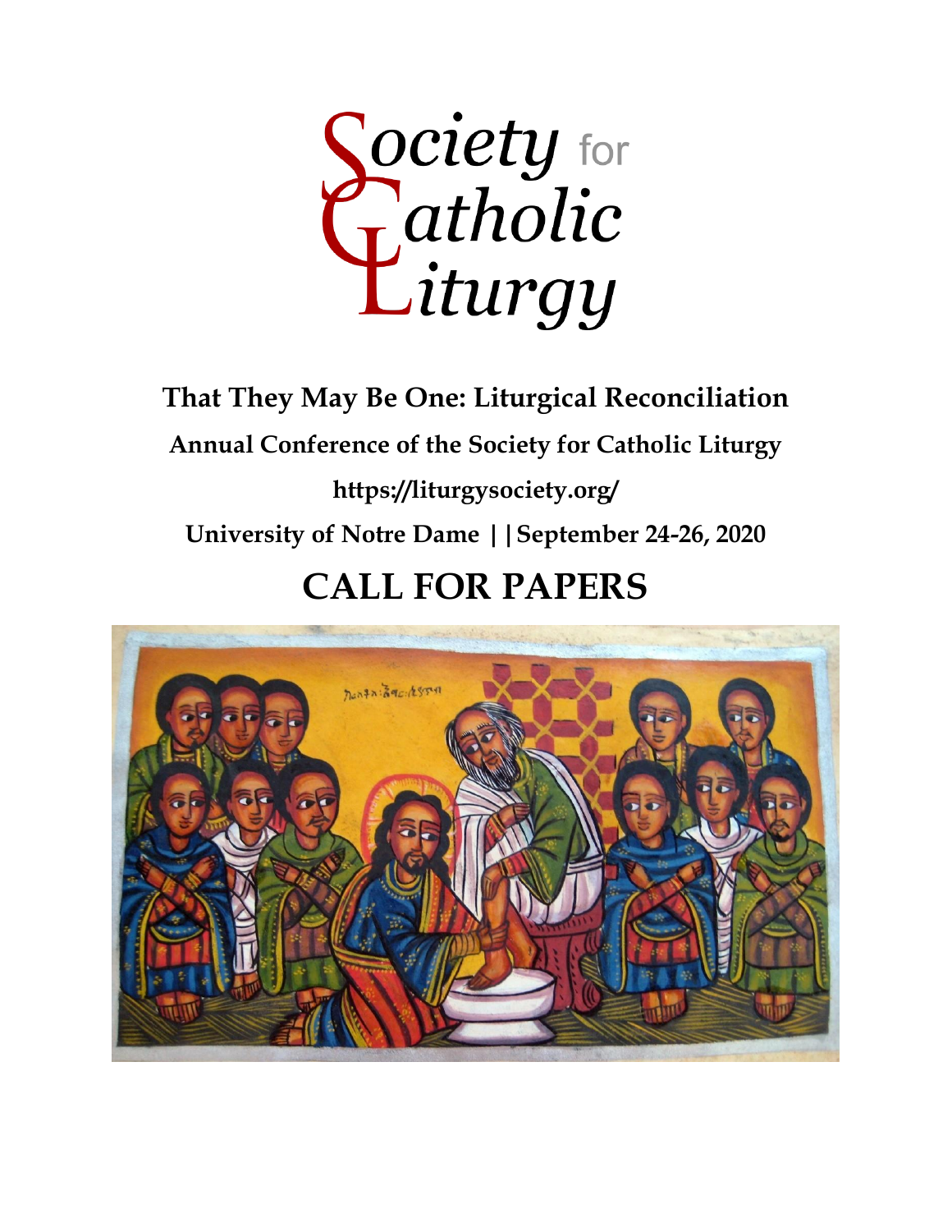# Society for Catholic Liturgy

**That They May Be One: Liturgical Reconciliation**

**Annual Conference of the Society for Catholic Liturgy**

**https://liturgysociety.org/**

**University of Notre Dame ||September 24-26, 2020**

# CALL FOR PAPERS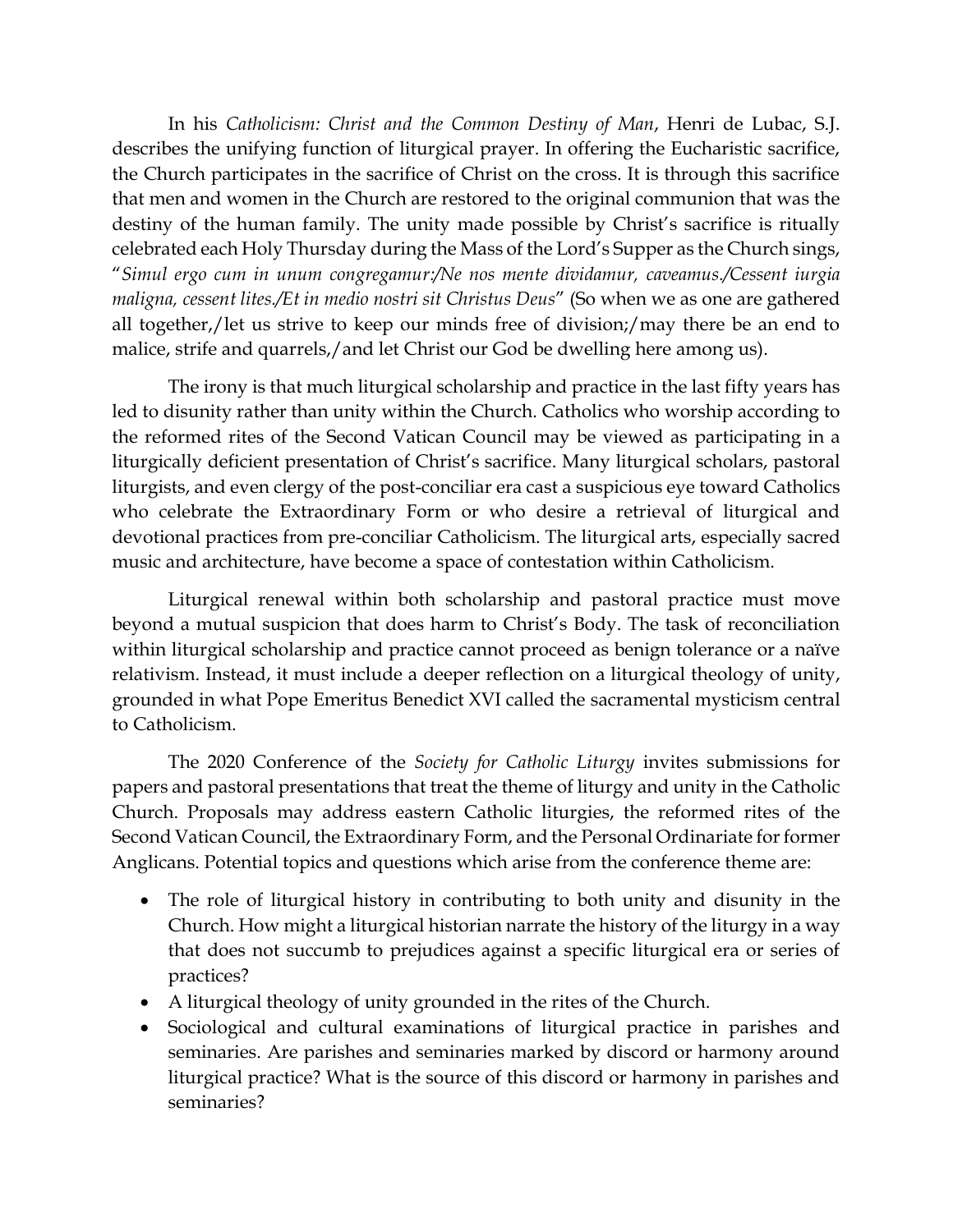In his *Catholicism: Christ and the Common Destiny of Man*, Henri de Lubac, S.J. describes the unifying function of liturgical prayer. In offering the Eucharistic sacrifice, the Church participates in the sacrifice of Christ on the cross. It is through this sacrifice that men and women in the Church are restored to the original communion that was the destiny of the human family. The unity made possible by Christ's sacrifice is ritually celebrated each Holy Thursday during the Mass of the Lord's Supper as the Church sings, "*Simul ergo cum in unum congregamur:/Ne nos mente dividamur, caveamus./Cessent iurgia maligna, cessent lites./Et in medio nostri sit Christus Deus*" (So when we as one are gathered all together,/let us strive to keep our minds free of division;/may there be an end to malice, strife and quarrels,/and let Christ our God be dwelling here among us).

The irony is that much liturgical scholarship and practice in the last fifty years has led to disunity rather than unity within the Church. Catholics who worship according to the reformed rites of the Second Vatican Council may be viewed as participating in a liturgically deficient presentation of Christ's sacrifice. Many liturgical scholars, pastoral liturgists, and even clergy of the post-conciliar era cast a suspicious eye toward Catholics who celebrate the Extraordinary Form or who desire a retrieval of liturgical and devotional practices from pre-conciliar Catholicism. The liturgical arts, especially sacred music and architecture, have become a space of contestation within Catholicism.

Liturgical renewal within both scholarship and pastoral practice must move beyond a mutual suspicion that does harm to Christ's Body. The task of reconciliation within liturgical scholarship and practice cannot proceed as benign tolerance or a naïve relativism. Instead, it must include a deeper reflection on a liturgical theology of unity, grounded in what Pope Emeritus Benedict XVI called the sacramental mysticism central to Catholicism.

The 2020 Conference of the *Society for Catholic Liturgy* invites submissions for papers and pastoral presentations that treat the theme of liturgy and unity in the Catholic Church. Proposals may address eastern Catholic liturgies, the reformed rites of the Second Vatican Council, the Extraordinary Form, and the Personal Ordinariate for former Anglicans. Potential topics and questions which arise from the conference theme are:

- The role of liturgical history in contributing to both unity and disunity in the Church. How might a liturgical historian narrate the history of the liturgy in a way that does not succumb to prejudices against a specific liturgical era or series of practices?
- A liturgical theology of unity grounded in the rites of the Church.
- Sociological and cultural examinations of liturgical practice in parishes and seminaries. Are parishes and seminaries marked by discord or harmony around liturgical practice? What is the source of this discord or harmony in parishes and seminaries?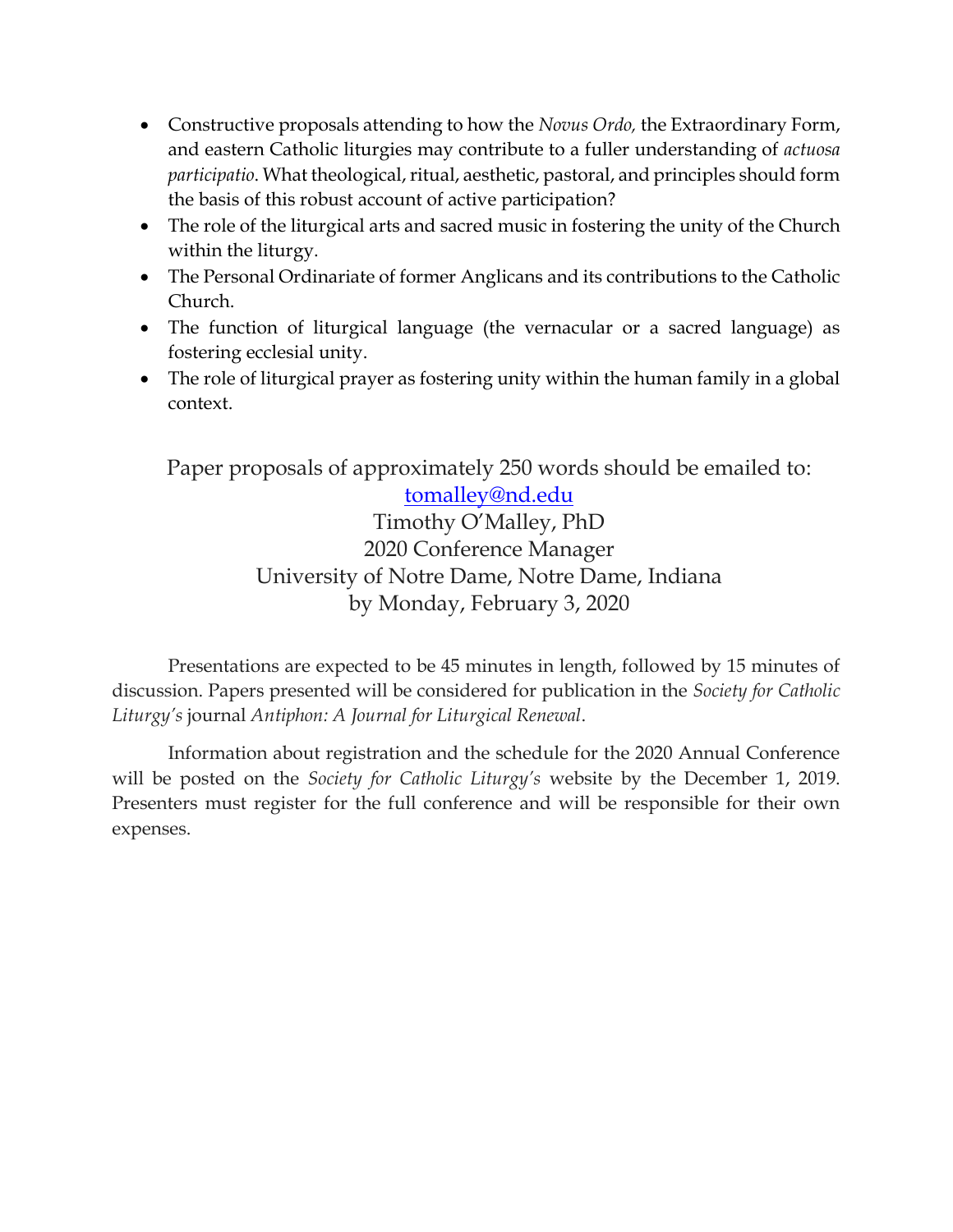- Constructive proposals attending to how the *Novus Ordo,* the Extraordinary Form, and eastern Catholic liturgies may contribute to a fuller understanding of *actuosa participatio*. What theological, ritual, aesthetic, pastoral, and principles should form the basis of this robust account of active participation?
- The role of the liturgical arts and sacred music in fostering the unity of the Church within the liturgy.
- The Personal Ordinariate of former Anglicans and its contributions to the Catholic Church.
- The function of liturgical language (the vernacular or a sacred language) as fostering ecclesial unity.
- The role of liturgical prayer as fostering unity within the human family in a global context.

Paper proposals of approximately 250 words should be emailed to:
[tomalley@nd.edu](mailto:tomalley@nd.edu)
Timothy O'Malley, PhD
2020 Conference Manager
University of Notre Dame, Notre Dame, Indiana
by Monday, February 3, 2020

Presentations are expected to be 45 minutes in length, followed by 15 minutes of discussion. Papers presented will be considered for publication in the *Society for Catholic Liturgy's* journal *Antiphon: A Journal for Liturgical Renewal*.

Information about registration and the schedule for the 2020 Annual Conference will be posted on the *Society for Catholic Liturgy's* website by the December 1, 2019. Presenters must register for the full conference and will be responsible for their own expenses.